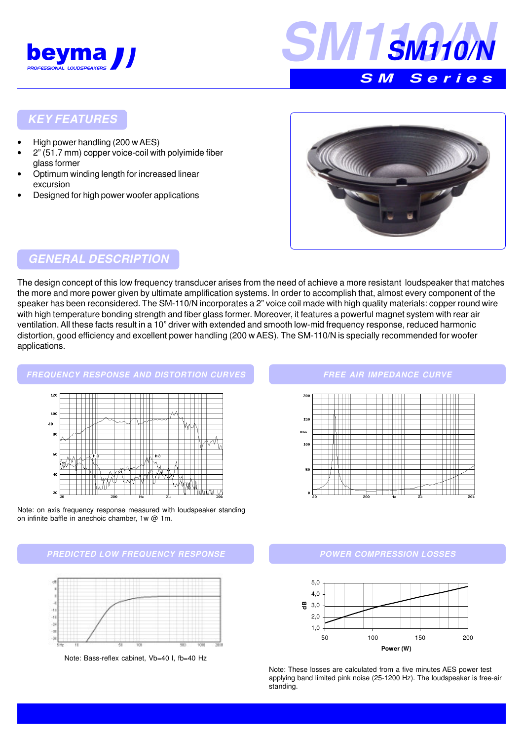# SM110/N

## SM Series

## KEY FEATURES

- High power handling (200 w AES)
- 2" (51.7 mm) copper voice-coil with polyimide fiber glass former
- Optimum winding length for increased linear excursion
- Designed for high power woofer applications

## GENERAL DESCRIPTION

The design concept of this low frequency transducer arises from the need of achieve a more resistant loudspeaker that matches the more and more power given by ultimate amplification systems. In order to accomplish that, almost every component of the speaker has been reconsidered. The SM-110/N incorporates a 2" voice coil made with high quality materials: copper round wire with high temperature bonding strength and fiber glass former. Moreover, it features a powerful magnet system with rear air ventilation. All these facts result in a 10" driver with extended and smooth low-mid frequency response, reduced harmonic distortion, good efficiency and excellent power handling (200 w AES). The SM-110/N is specially recommended for woofer applications.

## FREQUENCY RESPONSE AND DISTORTION CURVES

Note: on axis frequency response measured with loudspeaker standing on infinite baffle in anechoic chamber, 1w @ 1m.

## FREE AIR IMPEDANCE CURVE

## PREDICTED LOW FREQUENCY RESPONSE

Note: Bass-reflex cabinet, Vb=40 l, fb=40 Hz

## POWER COMPRESSION LOSSES

Note: These losses are calculated from a five minutes AES power test applying band limited pink noise (25-1200 Hz). The loudspeaker is free-air standing.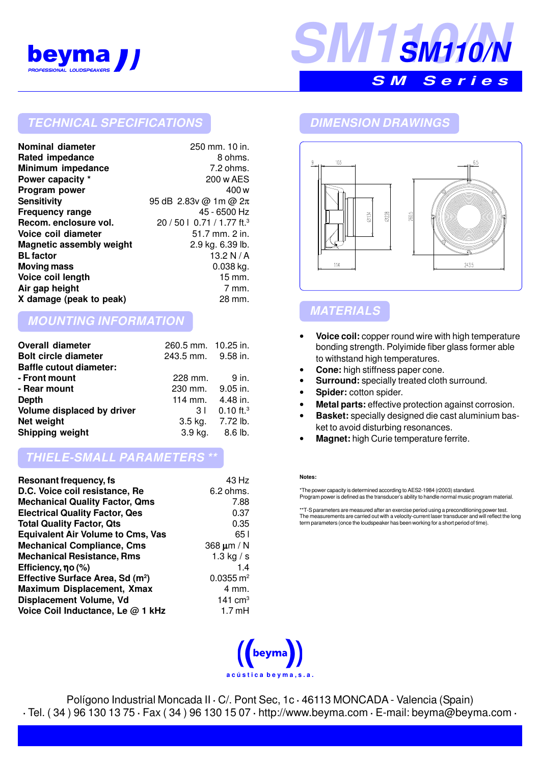beyma
PROFESSIONAL LOUDSPEAKERS

# SM110/N

**SM Series**

## TECHNICAL SPECIFICATIONS

| | |
|---|---|
| **Nominal diameter** | 250 mm. 10 in. |
| **Rated impedance** | 8 ohms. |
| **Minimum impedance** | 7.2 ohms. |
| **Power capacity *** | 200 w AES |
| **Program power** | 400 w |
| **Sensitivity** | 95 dB 2.83v @ 1m @ 2π |
| **Frequency range** | 45 - 6500 Hz |
| **Recom. enclosure vol.** | 20 / 50 l 0.71 / 1.77 ft.$^3$ |
| **Voice coil diameter** | 51.7 mm. 2 in. |
| **Magnetic assembly weight** | 2.9 kg. 6.39 lb. |
| **BL factor** | 13.2 N / A |
| **Moving mass** | 0.038 kg. |
| **Voice coil length** | 15 mm. |
| **Air gap height** | 7 mm. |
| **X damage (peak to peak)** | 28 mm. |

## MOUNTING INFORMATION

| | | |
|---|---|---|
| **Overall diameter** | 260.5 mm. | 10.25 in. |
| **Bolt circle diameter** | 243.5 mm. | 9.58 in. |
| **Baffle cutout diameter:** | | |
| **- Front mount** | 228 mm. | 9 in. |
| **- Rear mount** | 230 mm. | 9.05 in. |
| **Depth** | 114 mm. | 4.48 in. |
| **Volume displaced by driver** | 3 l | 0.10 ft.$^3$ |
| **Net weight** | 3.5 kg. | 7.72 lb. |
| **Shipping weight** | 3.9 kg. | 8.6 lb. |

## THIELE-SMALL PARAMETERS **

| | |
|---|---|
| **Resonant frequency, fs** | 43 Hz |
| **D.C. Voice coil resistance, Re** | 6.2 ohms. |
| **Mechanical Quality Factor, Qms** | 7.88 |
| **Electrical Quality Factor, Qes** | 0.37 |
| **Total Quality Factor, Qts** | 0.35 |
| **Equivalent Air Volume to Cms, Vas** | 65 l |
| **Mechanical Compliance, Cms** | 368 μm / N |
| **Mechanical Resistance, Rms** | 1.3 kg / s |
| **Efficiency, ηo (%)** | 1.4 |
| **Effective Surface Area, Sd (m$^2$)** | 0.0355 m$^2$ |
| **Maximum Displacement, Xmax** | 4 mm. |
| **Displacement Volume, Vd** | 141 cm$^3$ |
| **Voice Coil Inductance, Le @ 1 kHz** | 1.7 mH |

## DIMENSION DRAWINGS

9
103
Ø134
Ø228
114
6.5
260.5
243.5

## MATERIALS

- **Voice coil:** copper round wire with high temperature bonding strength. Polyimide fiber glass former able to withstand high temperatures.
- **Cone:** high stiffness paper cone.
- **Surround:** specially treated cloth surround.
- **Spider:** cotton spider.
- **Metal parts:** effective protection against corrosion.
- **Basket:** specially designed die cast aluminium basket to avoid disturbing resonances.
- **Magnet:** high Curie temperature ferrite.

**Notes:**

*The power capacity is determined according to AES2-1984 (r2003) standard.
Program power is defined as the transducer's ability to handle normal music program material.

**T-S parameters are measured after an exercise period using a preconditioning power test. The measurements are carried out with a velocity-current laser transducer and will reflect the long term parameters (once the loudspeaker has been working for a short period of time).

beyma
acústica beyma,s.a.

Polígono Industrial Moncada II · C/. Pont Sec, 1c · 46113 MONCADA - Valencia (Spain)
· Tel. ( 34 ) 96 130 13 75 · Fax ( 34 ) 96 130 15 07 · http://www.beyma.com · E-mail: beyma@beyma.com ·